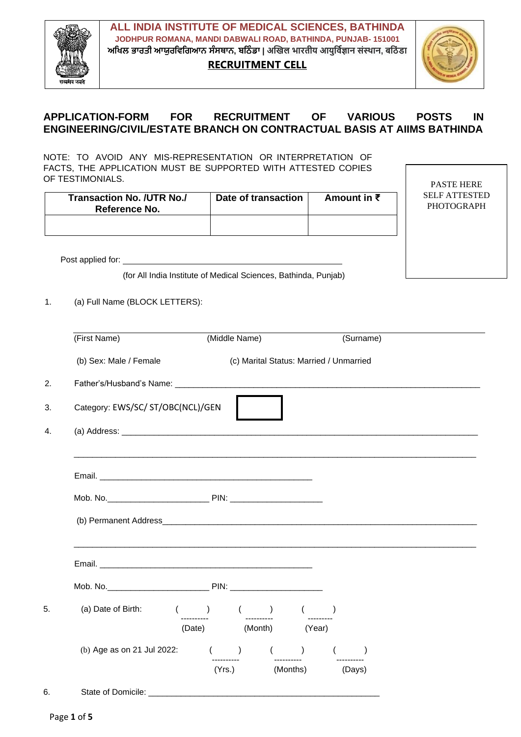# ALL INDIA INSTITUTE OF MEDICAL SCIENCES, BATHINDA

**JODHPUR ROMANA, MANDI DABWALI ROAD, BATHINDA, PUNJAB- 151001**

**ਅਖਿਲ ਭਾਰਤੀ ਆਯੁਰਵਿਗਿਆਨ ਸੰਸਥਾਨ, ਬਠਿੰਡਾ | अखिल भारतीय आयुर्विज्ञान संस्थान, बठिंडा**

**RECRUITMENT CELL**

## APPLICATION-FORM FOR RECRUITMENT OF VARIOUS POSTS IN ENGINEERING/CIVIL/ESTATE BRANCH ON CONTRACTUAL BASIS AT AIIMS BATHINDA

NOTE: TO AVOID ANY MIS-REPRESENTATION OR INTERPRETATION OF FACTS, THE APPLICATION MUST BE SUPPORTED WITH ATTESTED COPIES OF TESTIMONIALS.

PASTE HERE SELF ATTESTED PHOTOGRAPH

| Transaction No. /UTR No./ Reference No. | Date of transaction | Amount in ₹ |
|---|---|---|
| | | |

Post applied for: ______________________________________________

(for All India Institute of Medical Sciences, Bathinda, Punjab)

1. (a) Full Name (BLOCK LETTERS):

   ______________________________________________

   (First Name) (Middle Name) (Surname)

   (b) Sex: Male / Female (c) Marital Status: Married / Unmarried

2. Father's/Husband's Name: ______________________________________________

3. Category: EWS/SC/ ST/OBC(NCL)/GEN [ ]

4. (a) Address: ______________________________________________

   ______________________________________________

   Email. ______________________________________________

   Mob. No.______________________ PIN: ____________________

   (b) Permanent Address______________________________________________

   ______________________________________________

   Email. ______________________________________________

   Mob. No.______________________ PIN: ____________________

5. (a) Date of Birth: ( ) ( ) ( )

   (Date) (Month) (Year)

   (b) Age as on 21 Jul 2022: ( ) ( ) ( )

   (Yrs.) (Months) (Days)

6. State of Domicile: ______________________________________________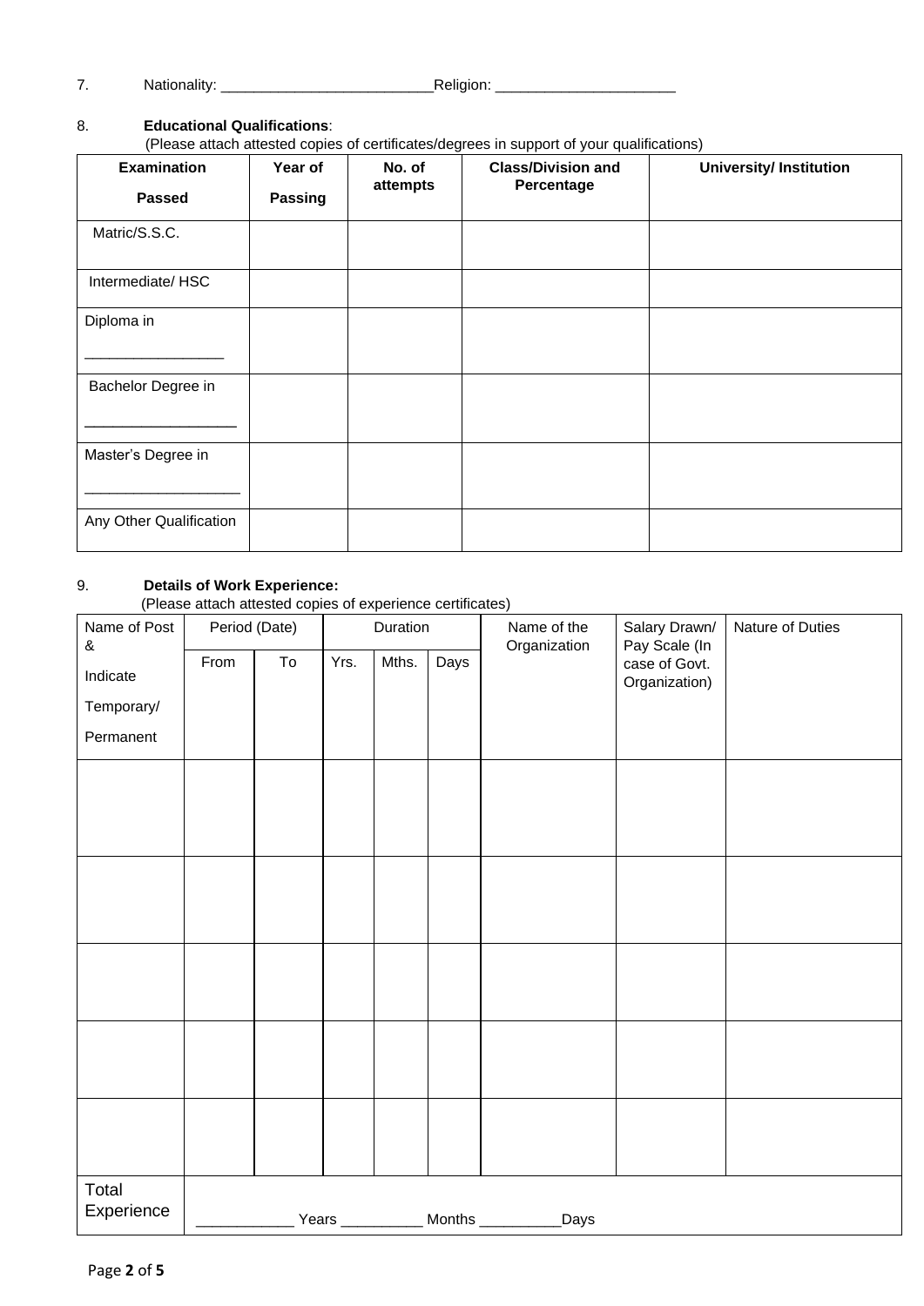7. Nationality: _________________________ Religion: ______________________

8. **Educational Qualifications**:
(Please attach attested copies of certificates/degrees in support of your qualifications)

| **Examination Passed** | **Year of Passing** | **No. of attempts** | **Class/Division and Percentage** | **University/ Institution** |
|---|---|---|---|---|
| Matric/S.S.C. | | | | |
| Intermediate/ HSC | | | | |
| Diploma in _________________ | | | | |
| Bachelor Degree in __________________ | | | | |
| Master's Degree in ___________________ | | | | |
| Any Other Qualification | | | | |

9. **Details of Work Experience:**
(Please attach attested copies of experience certificates)

| Name of Post & Indicate Temporary/ Permanent | Period (Date) | | Duration | | | Name of the Organization | Salary Drawn/ Pay Scale (In case of Govt. Organization) | Nature of Duties |
|---|---|---|---|---|---|---|---|---|
| | From | To | Yrs. | Mths. | Days | | | |
| | | | | | | | | |
| | | | | | | | | |
| | | | | | | | | |
| | | | | | | | | |
| | | | | | | | | |
| Total Experience | ____________ Years __________ Months __________Days | | | | | | | |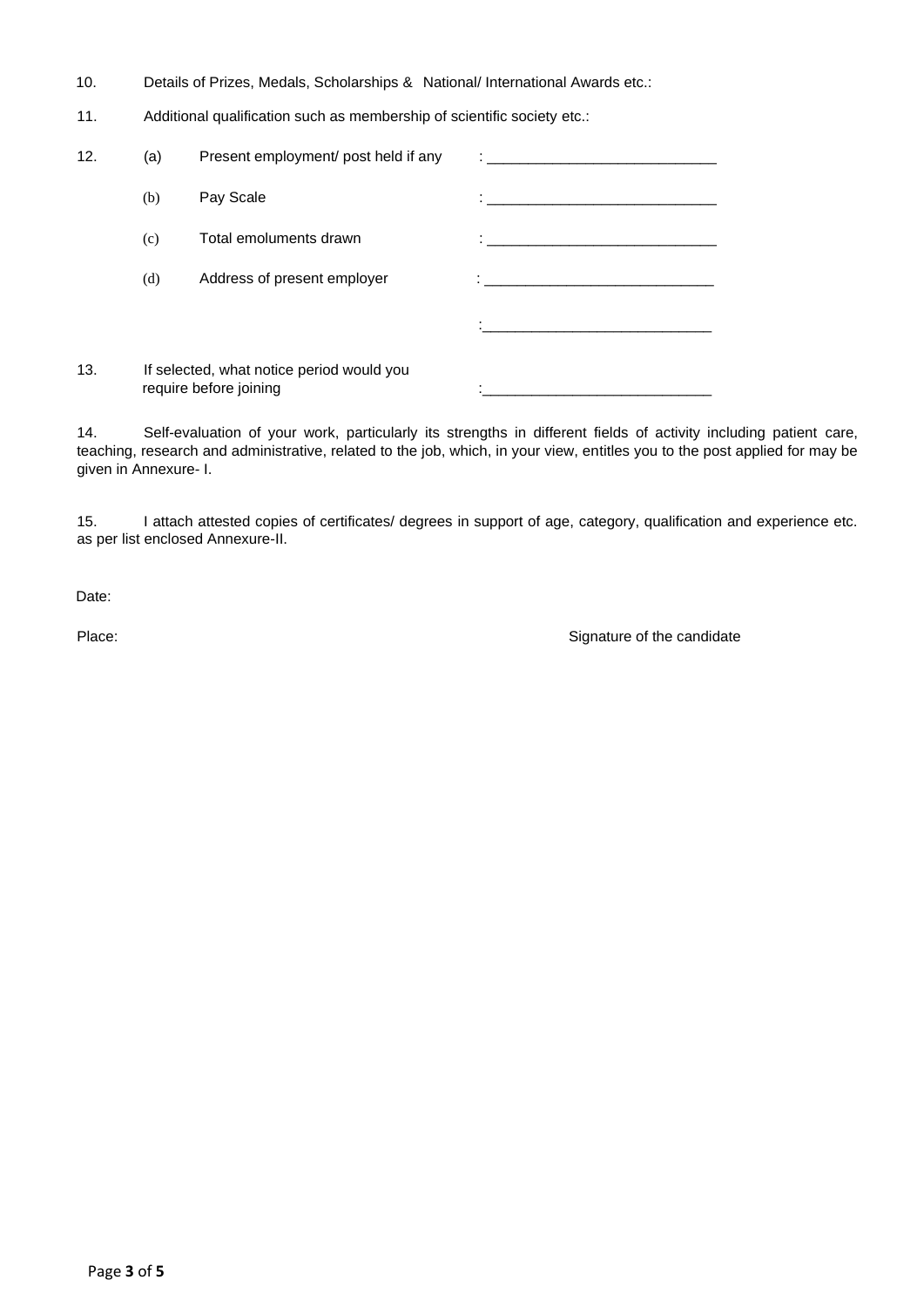10. Details of Prizes, Medals, Scholarships & National/ International Awards etc.:

11. Additional qualification such as membership of scientific society etc.:

12. (a) Present employment/ post held if any : ____________________________

    (b) Pay Scale : ____________________________

    (c) Total emoluments drawn : ____________________________

    (d) Address of present employer : ____________________________

    : ____________________________

13. If selected, what notice period would you require before joining : ____________________________

14. Self-evaluation of your work, particularly its strengths in different fields of activity including patient care, teaching, research and administrative, related to the job, which, in your view, entitles you to the post applied for may be given in Annexure- I.

15. I attach attested copies of certificates/ degrees in support of age, category, qualification and experience etc. as per list enclosed Annexure-II.

Date:

Place: Signature of the candidate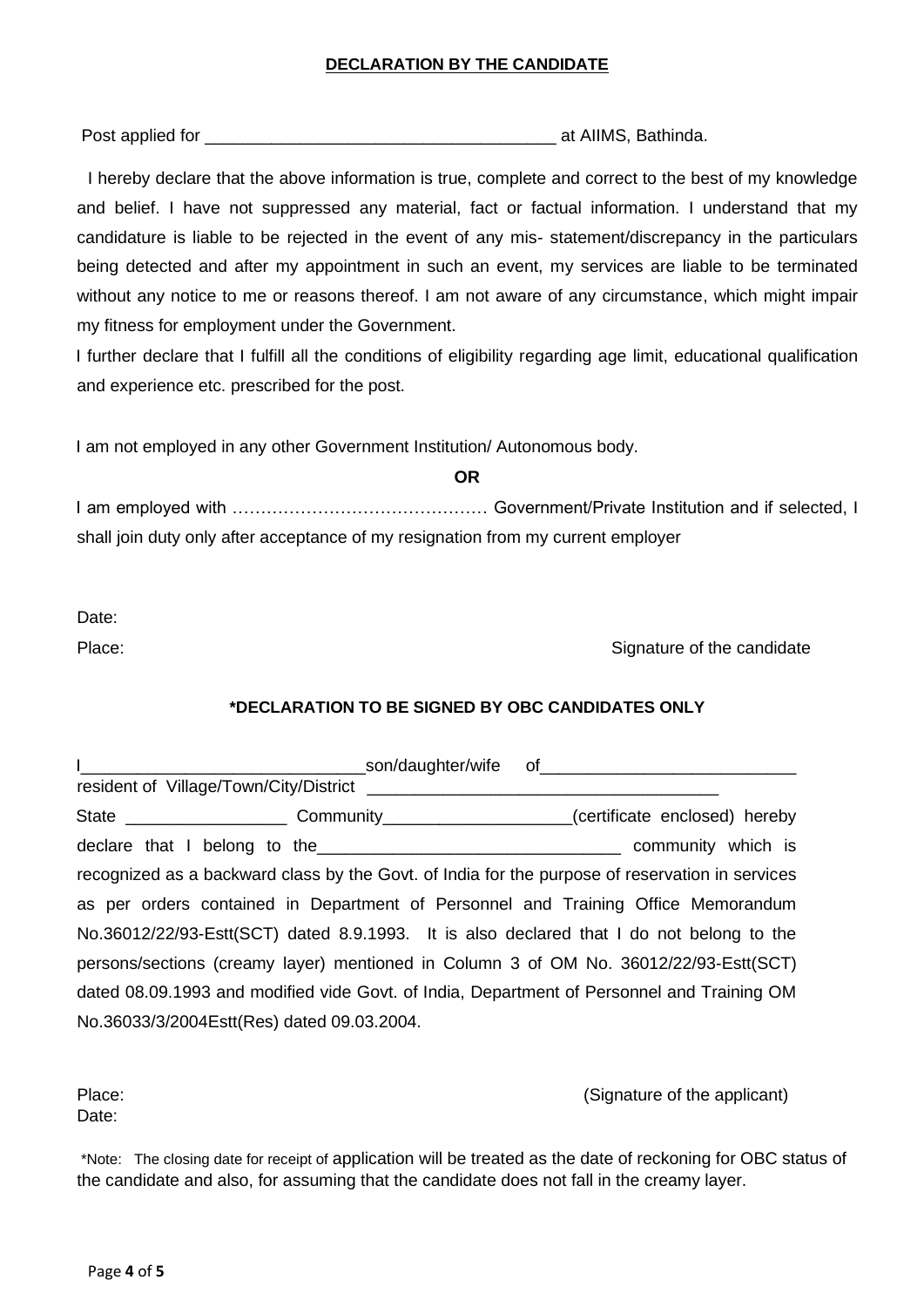## **DECLARATION BY THE CANDIDATE**

Post applied for _____________________________________ at AIIMS, Bathinda.

I hereby declare that the above information is true, complete and correct to the best of my knowledge and belief. I have not suppressed any material, fact or factual information. I understand that my candidature is liable to be rejected in the event of any mis- statement/discrepancy in the particulars being detected and after my appointment in such an event, my services are liable to be terminated without any notice to me or reasons thereof. I am not aware of any circumstance, which might impair my fitness for employment under the Government.

I further declare that I fulfill all the conditions of eligibility regarding age limit, educational qualification and experience etc. prescribed for the post.

I am not employed in any other Government Institution/ Autonomous body.

**OR**

I am employed with ……………………………………… Government/Private Institution and if selected, I shall join duty only after acceptance of my resignation from my current employer

Date:

Place: Signature of the candidate

## **\*DECLARATION TO BE SIGNED BY OBC CANDIDATES ONLY**

I______________________________son/daughter/wife of___________________________ resident of Village/Town/City/District _____________________________________ State _________________ Community____________________(certificate enclosed) hereby declare that I belong to the_______________________________ community which is recognized as a backward class by the Govt. of India for the purpose of reservation in services as per orders contained in Department of Personnel and Training Office Memorandum No.36012/22/93-Estt(SCT) dated 8.9.1993. It is also declared that I do not belong to the persons/sections (creamy layer) mentioned in Column 3 of OM No. 36012/22/93-Estt(SCT) dated 08.09.1993 and modified vide Govt. of India, Department of Personnel and Training OM No.36033/3/2004Estt(Res) dated 09.03.2004.

Place: (Signature of the applicant)

Date:

\*Note: The closing date for receipt of application will be treated as the date of reckoning for OBC status of the candidate and also, for assuming that the candidate does not fall in the creamy layer.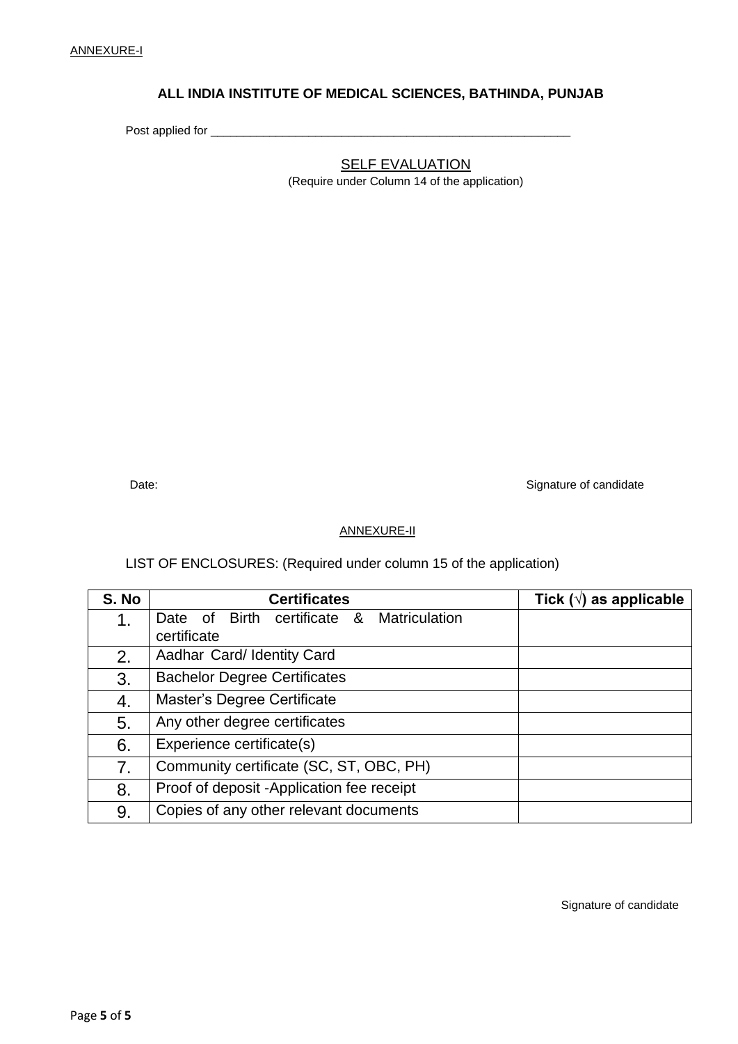ANNEXURE-I

## ALL INDIA INSTITUTE OF MEDICAL SCIENCES, BATHINDA, PUNJAB

Post applied for ___________________________________________________________

### SELF EVALUATION

(Require under Column 14 of the application)

Date: Signature of candidate

ANNEXURE-II

LIST OF ENCLOSURES: (Required under column 15 of the application)

| S. No | Certificates | Tick (√) as applicable |
|---|---|---|
| 1. | Date of Birth certificate & Matriculation certificate | |
| 2. | Aadhar Card/ Identity Card | |
| 3. | Bachelor Degree Certificates | |
| 4. | Master's Degree Certificate | |
| 5. | Any other degree certificates | |
| 6. | Experience certificate(s) | |
| 7. | Community certificate (SC, ST, OBC, PH) | |
| 8. | Proof of deposit -Application fee receipt | |
| 9. | Copies of any other relevant documents | |

Signature of candidate